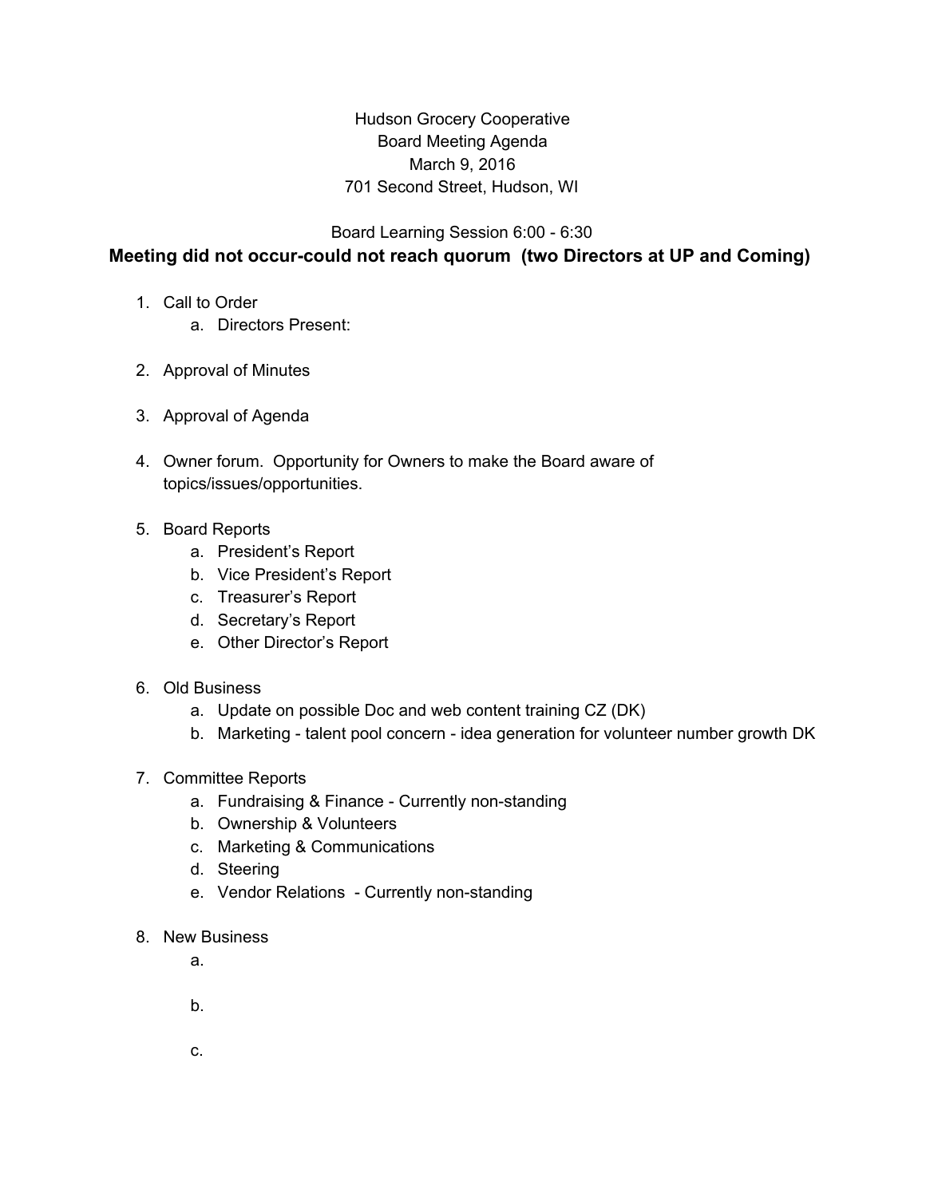Hudson Grocery Cooperative
Board Meeting Agenda
March 9, 2016
701 Second Street, Hudson, WI

Board Learning Session 6:00 - 6:30

**Meeting did not occur-could not reach quorum (two Directors at UP and Coming)**

1. Call to Order
    a. Directors Present:

2. Approval of Minutes

3. Approval of Agenda

4. Owner forum. Opportunity for Owners to make the Board aware of topics/issues/opportunities.

5. Board Reports
    a. President's Report
    b. Vice President's Report
    c. Treasurer's Report
    d. Secretary's Report
    e. Other Director's Report

6. Old Business
    a. Update on possible Doc and web content training CZ (DK)
    b. Marketing - talent pool concern - idea generation for volunteer number growth DK

7. Committee Reports
    a. Fundraising & Finance - Currently non-standing
    b. Ownership & Volunteers
    c. Marketing & Communications
    d. Steering
    e. Vendor Relations - Currently non-standing

8. New Business
    a.

    b.

    c.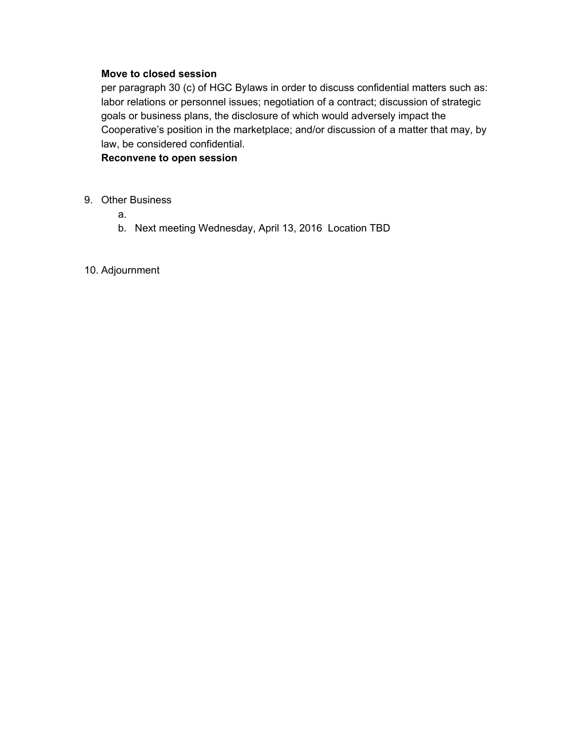**Move to closed session**
per paragraph 30 (c) of HGC Bylaws in order to discuss confidential matters such as: labor relations or personnel issues; negotiation of a contract; discussion of strategic goals or business plans, the disclosure of which would adversely impact the Cooperative's position in the marketplace; and/or discussion of a matter that may, by law, be considered confidential.
**Reconvene to open session**

9. Other Business
   a.
   b. Next meeting Wednesday, April 13, 2016 Location TBD

10. Adjournment